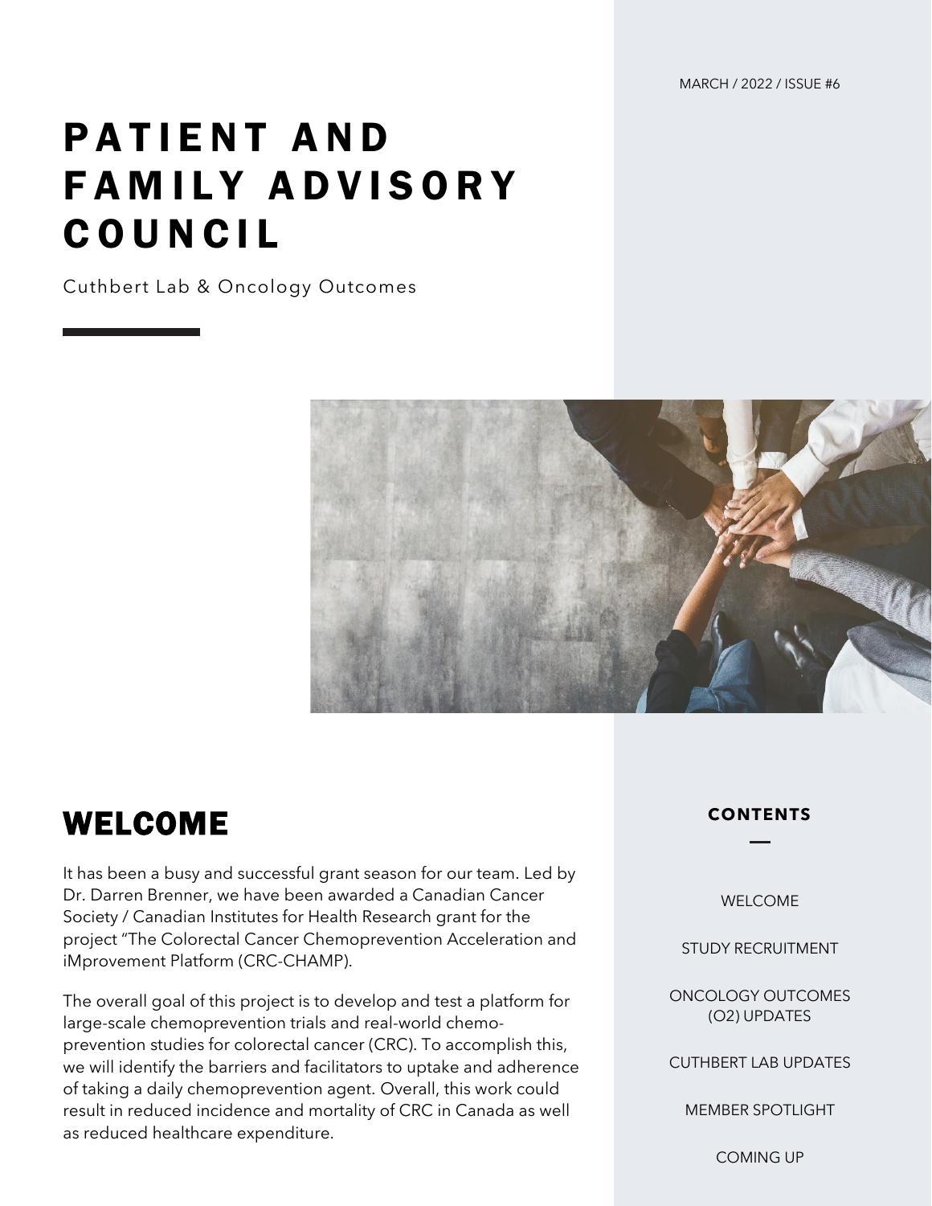MARCH / 2022 / ISSUE #6

# PATIENT AND FAMILY ADVISORY COUNCIL

Cuthbert Lab & Oncology Outcomes

## CONTENTS

WELCOME

STUDY RECRUITMENT

ONCOLOGY OUTCOMES (O2) UPDATES

CUTHBERT LAB UPDATES

MEMBER SPOTLIGHT

COMING UP

## WELCOME

It has been a busy and successful grant season for our team. Led by Dr. Darren Brenner, we have been awarded a Canadian Cancer Society / Canadian Institutes for Health Research grant for the project "The Colorectal Cancer Chemoprevention Acceleration and iMprovement Platform (CRC-CHAMP).

The overall goal of this project is to develop and test a platform for large-scale chemoprevention trials and real-world chemo-prevention studies for colorectal cancer (CRC). To accomplish this, we will identify the barriers and facilitators to uptake and adherence of taking a daily chemoprevention agent. Overall, this work could result in reduced incidence and mortality of CRC in Canada as well as reduced healthcare expenditure.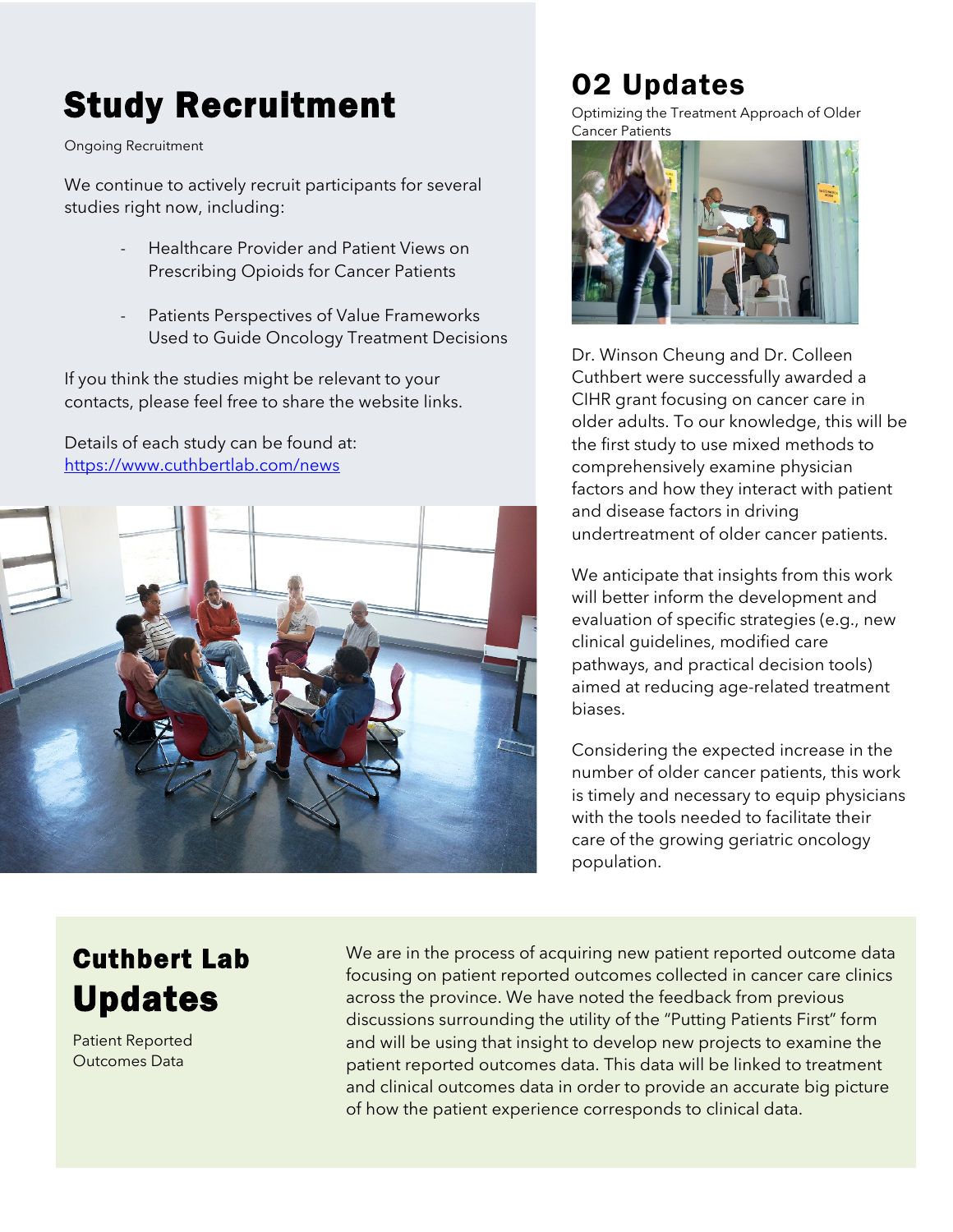# Study Recruitment

Ongoing Recruitment

We continue to actively recruit participants for several studies right now, including:

- Healthcare Provider and Patient Views on Prescribing Opioids for Cancer Patients
- Patients Perspectives of Value Frameworks Used to Guide Oncology Treatment Decisions

If you think the studies might be relevant to your contacts, please feel free to share the website links.

Details of each study can be found at: https://www.cuthbertlab.com/news

# 02 Updates

Optimizing the Treatment Approach of Older Cancer Patients

Dr. Winson Cheung and Dr. Colleen Cuthbert were successfully awarded a CIHR grant focusing on cancer care in older adults. To our knowledge, this will be the first study to use mixed methods to comprehensively examine physician factors and how they interact with patient and disease factors in driving undertreatment of older cancer patients.

We anticipate that insights from this work will better inform the development and evaluation of specific strategies (e.g., new clinical guidelines, modified care pathways, and practical decision tools) aimed at reducing age-related treatment biases.

Considering the expected increase in the number of older cancer patients, this work is timely and necessary to equip physicians with the tools needed to facilitate their care of the growing geriatric oncology population.

# Cuthbert Lab Updates

Patient Reported Outcomes Data

We are in the process of acquiring new patient reported outcome data focusing on patient reported outcomes collected in cancer care clinics across the province. We have noted the feedback from previous discussions surrounding the utility of the "Putting Patients First" form and will be using that insight to develop new projects to examine the patient reported outcomes data. This data will be linked to treatment and clinical outcomes data in order to provide an accurate big picture of how the patient experience corresponds to clinical data.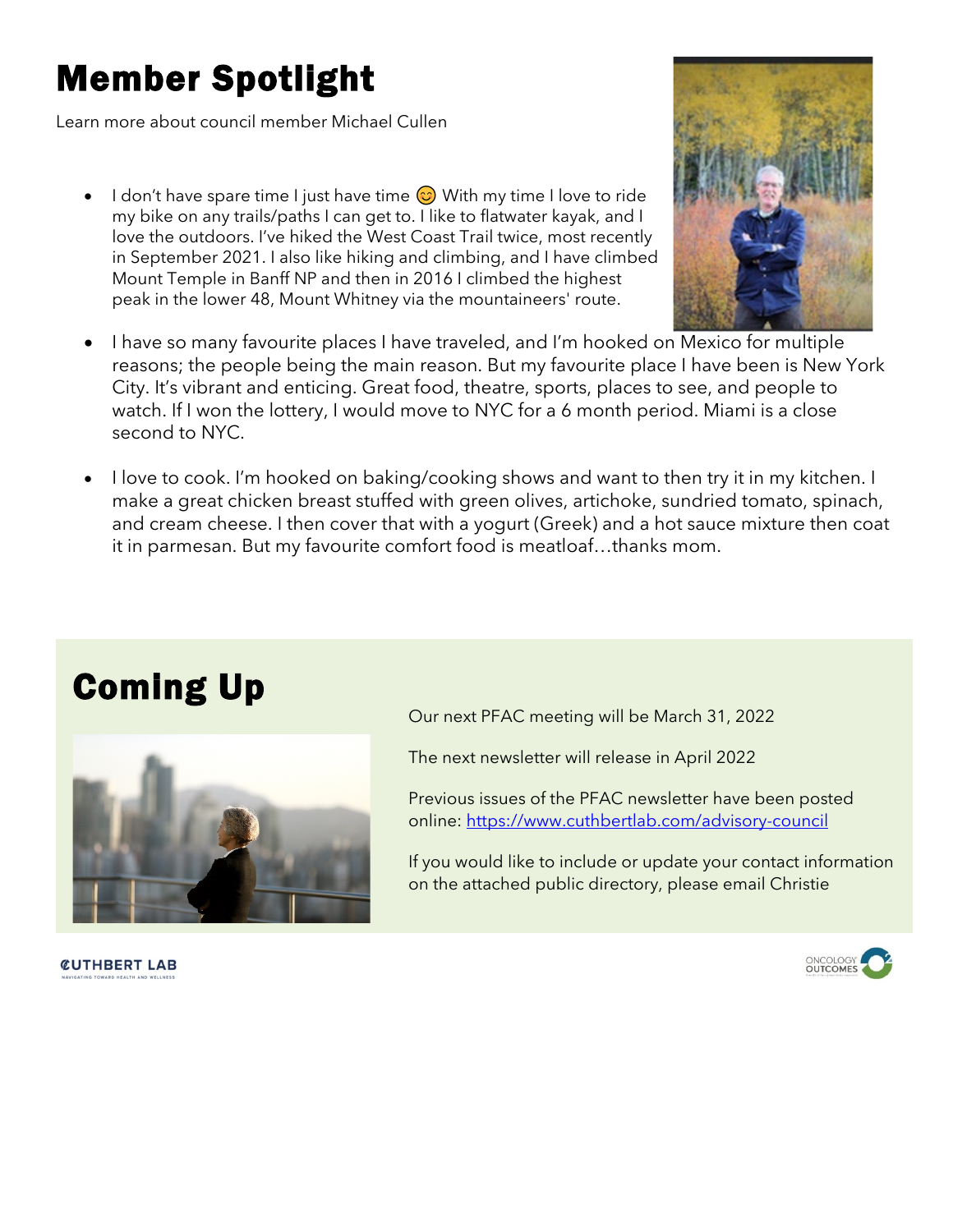# Member Spotlight

Learn more about council member Michael Cullen

- I don't have spare time I just have time 😊 With my time I love to ride my bike on any trails/paths I can get to. I like to flatwater kayak, and I love the outdoors. I've hiked the West Coast Trail twice, most recently in September 2021. I also like hiking and climbing, and I have climbed Mount Temple in Banff NP and then in 2016 I climbed the highest peak in the lower 48, Mount Whitney via the mountaineers' route.
- I have so many favourite places I have traveled, and I'm hooked on Mexico for multiple reasons; the people being the main reason. But my favourite place I have been is New York City. It's vibrant and enticing. Great food, theatre, sports, places to see, and people to watch. If I won the lottery, I would move to NYC for a 6 month period. Miami is a close second to NYC.
- I love to cook. I'm hooked on baking/cooking shows and want to then try it in my kitchen. I make a great chicken breast stuffed with green olives, artichoke, sundried tomato, spinach, and cream cheese. I then cover that with a yogurt (Greek) and a hot sauce mixture then coat it in parmesan. But my favourite comfort food is meatloaf…thanks mom.

# Coming Up

Our next PFAC meeting will be March 31, 2022

The next newsletter will release in April 2022

Previous issues of the PFAC newsletter have been posted online: https://www.cuthbertlab.com/advisory-council

If you would like to include or update your contact information on the attached public directory, please email Christie